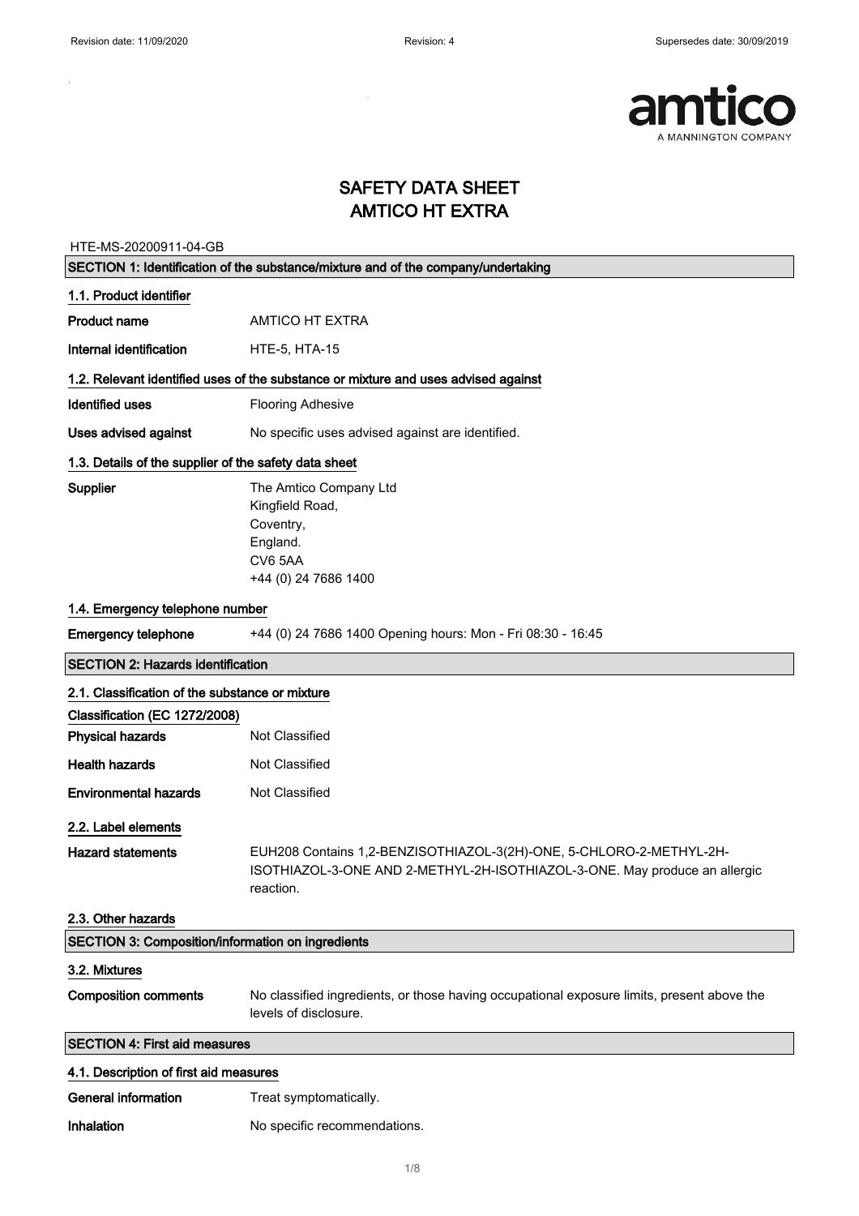# SAFETY DATA SHEET
# AMTICO HT EXTRA

HTE-MS-20200911-04-GB

## SECTION 1: Identification of the substance/mixture and of the company/undertaking

### 1.1. Product identifier

**Product name** AMTICO HT EXTRA

**Internal identification** HTE-5, HTA-15

### 1.2. Relevant identified uses of the substance or mixture and uses advised against

**Identified uses** Flooring Adhesive

**Uses advised against** No specific uses advised against are identified.

### 1.3. Details of the supplier of the safety data sheet

**Supplier** The Amtico Company Ltd
Kingfield Road,
Coventry,
England.
CV6 5AA
+44 (0) 24 7686 1400

### 1.4. Emergency telephone number

**Emergency telephone** +44 (0) 24 7686 1400 Opening hours: Mon - Fri 08:30 - 16:45

## SECTION 2: Hazards identification

### 2.1. Classification of the substance or mixture

**Classification (EC 1272/2008)**

**Physical hazards** Not Classified

**Health hazards** Not Classified

**Environmental hazards** Not Classified

### 2.2. Label elements

**Hazard statements** EUH208 Contains 1,2-BENZISOTHIAZOL-3(2H)-ONE, 5-CHLORO-2-METHYL-2H-ISOTHIAZOL-3-ONE AND 2-METHYL-2H-ISOTHIAZOL-3-ONE. May produce an allergic reaction.

### 2.3. Other hazards

## SECTION 3: Composition/information on ingredients

### 3.2. Mixtures

**Composition comments** No classified ingredients, or those having occupational exposure limits, present above the levels of disclosure.

## SECTION 4: First aid measures

### 4.1. Description of first aid measures

**General information** Treat symptomatically.

**Inhalation** No specific recommendations.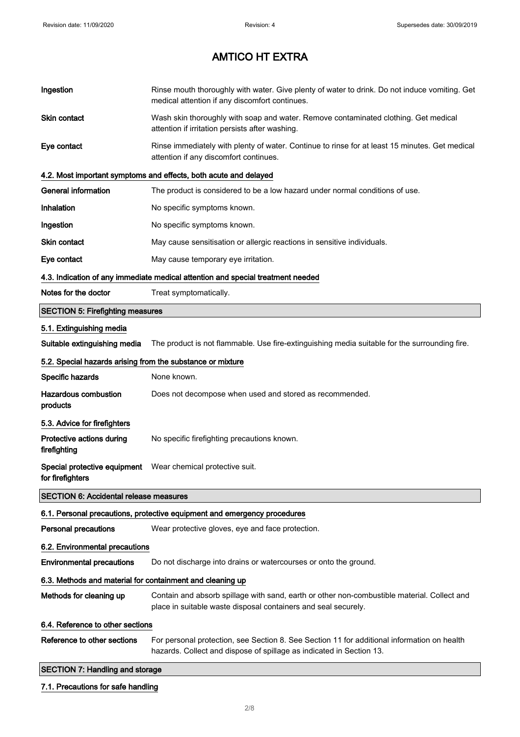# AMTICO HT EXTRA

| | |
|---|---|
| **Ingestion** | Rinse mouth thoroughly with water. Give plenty of water to drink. Do not induce vomiting. Get medical attention if any discomfort continues. |
| **Skin contact** | Wash skin thoroughly with soap and water. Remove contaminated clothing. Get medical attention if irritation persists after washing. |
| **Eye contact** | Rinse immediately with plenty of water. Continue to rinse for at least 15 minutes. Get medical attention if any discomfort continues. |

### 4.2. Most important symptoms and effects, both acute and delayed

| | |
|---|---|
| **General information** | The product is considered to be a low hazard under normal conditions of use. |
| **Inhalation** | No specific symptoms known. |
| **Ingestion** | No specific symptoms known. |
| **Skin contact** | May cause sensitisation or allergic reactions in sensitive individuals. |
| **Eye contact** | May cause temporary eye irritation. |

### 4.3. Indication of any immediate medical attention and special treatment needed

| | |
|---|---|
| **Notes for the doctor** | Treat symptomatically. |

## SECTION 5: Firefighting measures

### 5.1. Extinguishing media

| | |
|---|---|
| **Suitable extinguishing media** | The product is not flammable. Use fire-extinguishing media suitable for the surrounding fire. |

### 5.2. Special hazards arising from the substance or mixture

| | |
|---|---|
| **Specific hazards** | None known. |
| **Hazardous combustion products** | Does not decompose when used and stored as recommended. |

### 5.3. Advice for firefighters

| | |
|---|---|
| **Protective actions during firefighting** | No specific firefighting precautions known. |
| **Special protective equipment for firefighters** | Wear chemical protective suit. |

## SECTION 6: Accidental release measures

### 6.1. Personal precautions, protective equipment and emergency procedures

| | |
|---|---|
| **Personal precautions** | Wear protective gloves, eye and face protection. |

### 6.2. Environmental precautions

| | |
|---|---|
| **Environmental precautions** | Do not discharge into drains or watercourses or onto the ground. |

### 6.3. Methods and material for containment and cleaning up

| | |
|---|---|
| **Methods for cleaning up** | Contain and absorb spillage with sand, earth or other non-combustible material. Collect and place in suitable waste disposal containers and seal securely. |

### 6.4. Reference to other sections

| | |
|---|---|
| **Reference to other sections** | For personal protection, see Section 8. See Section 11 for additional information on health hazards. Collect and dispose of spillage as indicated in Section 13. |

## SECTION 7: Handling and storage

### 7.1. Precautions for safe handling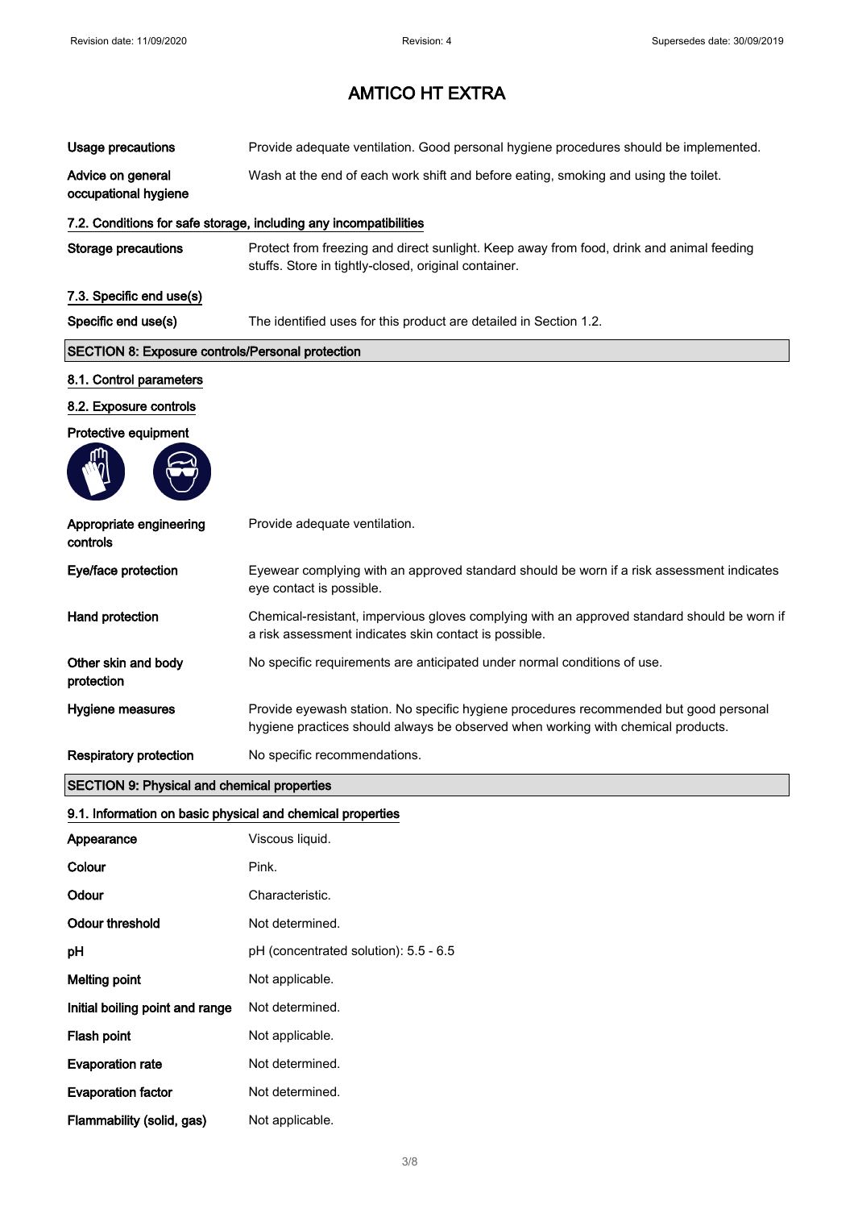# AMTICO HT EXTRA

| | |
|---|---|
| **Usage precautions** | Provide adequate ventilation. Good personal hygiene procedures should be implemented. |
| **Advice on general occupational hygiene** | Wash at the end of each work shift and before eating, smoking and using the toilet. |

### 7.2. Conditions for safe storage, including any incompatibilities

| | |
|---|---|
| **Storage precautions** | Protect from freezing and direct sunlight. Keep away from food, drink and animal feeding stuffs. Store in tightly-closed, original container. |

### 7.3. Specific end use(s)

| | |
|---|---|
| **Specific end use(s)** | The identified uses for this product are detailed in Section 1.2. |

## SECTION 8: Exposure controls/Personal protection

### 8.1. Control parameters

### 8.2. Exposure controls

**Protective equipment**

| | |
|---|---|
| **Appropriate engineering controls** | Provide adequate ventilation. |
| **Eye/face protection** | Eyewear complying with an approved standard should be worn if a risk assessment indicates eye contact is possible. |
| **Hand protection** | Chemical-resistant, impervious gloves complying with an approved standard should be worn if a risk assessment indicates skin contact is possible. |
| **Other skin and body protection** | No specific requirements are anticipated under normal conditions of use. |
| **Hygiene measures** | Provide eyewash station. No specific hygiene procedures recommended but good personal hygiene practices should always be observed when working with chemical products. |
| **Respiratory protection** | No specific recommendations. |

## SECTION 9: Physical and chemical properties

### 9.1. Information on basic physical and chemical properties

| | |
|---|---|
| **Appearance** | Viscous liquid. |
| **Colour** | Pink. |
| **Odour** | Characteristic. |
| **Odour threshold** | Not determined. |
| **pH** | pH (concentrated solution): 5.5 - 6.5 |
| **Melting point** | Not applicable. |
| **Initial boiling point and range** | Not determined. |
| **Flash point** | Not applicable. |
| **Evaporation rate** | Not determined. |
| **Evaporation factor** | Not determined. |
| **Flammability (solid, gas)** | Not applicable. |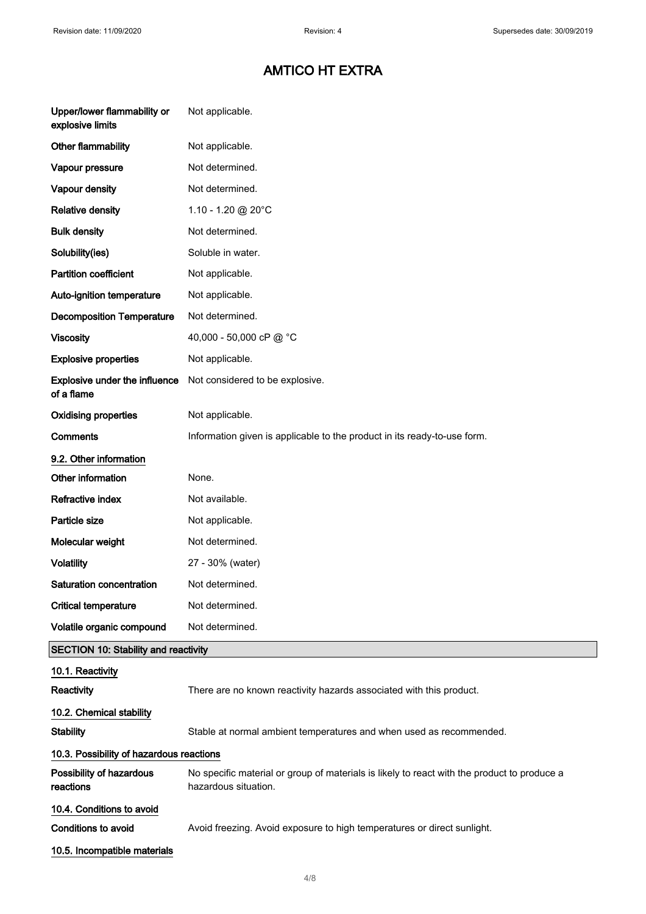# AMTICO HT EXTRA

| | |
|---|---|
| **Upper/lower flammability or explosive limits** | Not applicable. |
| **Other flammability** | Not applicable. |
| **Vapour pressure** | Not determined. |
| **Vapour density** | Not determined. |
| **Relative density** | 1.10 - 1.20 @ 20°C |
| **Bulk density** | Not determined. |
| **Solubility(ies)** | Soluble in water. |
| **Partition coefficient** | Not applicable. |
| **Auto-ignition temperature** | Not applicable. |
| **Decomposition Temperature** | Not determined. |
| **Viscosity** | 40,000 - 50,000 cP @ °C |
| **Explosive properties** | Not applicable. |
| **Explosive under the influence of a flame** | Not considered to be explosive. |
| **Oxidising properties** | Not applicable. |
| **Comments** | Information given is applicable to the product in its ready-to-use form. |

### 9.2. Other information

| | |
|---|---|
| **Other information** | None. |
| **Refractive index** | Not available. |
| **Particle size** | Not applicable. |
| **Molecular weight** | Not determined. |
| **Volatility** | 27 - 30% (water) |
| **Saturation concentration** | Not determined. |
| **Critical temperature** | Not determined. |
| **Volatile organic compound** | Not determined. |

## SECTION 10: Stability and reactivity

### 10.1. Reactivity

**Reactivity** There are no known reactivity hazards associated with this product.

### 10.2. Chemical stability

**Stability** Stable at normal ambient temperatures and when used as recommended.

### 10.3. Possibility of hazardous reactions

**Possibility of hazardous reactions** No specific material or group of materials is likely to react with the product to produce a hazardous situation.

### 10.4. Conditions to avoid

**Conditions to avoid** Avoid freezing. Avoid exposure to high temperatures or direct sunlight.

### 10.5. Incompatible materials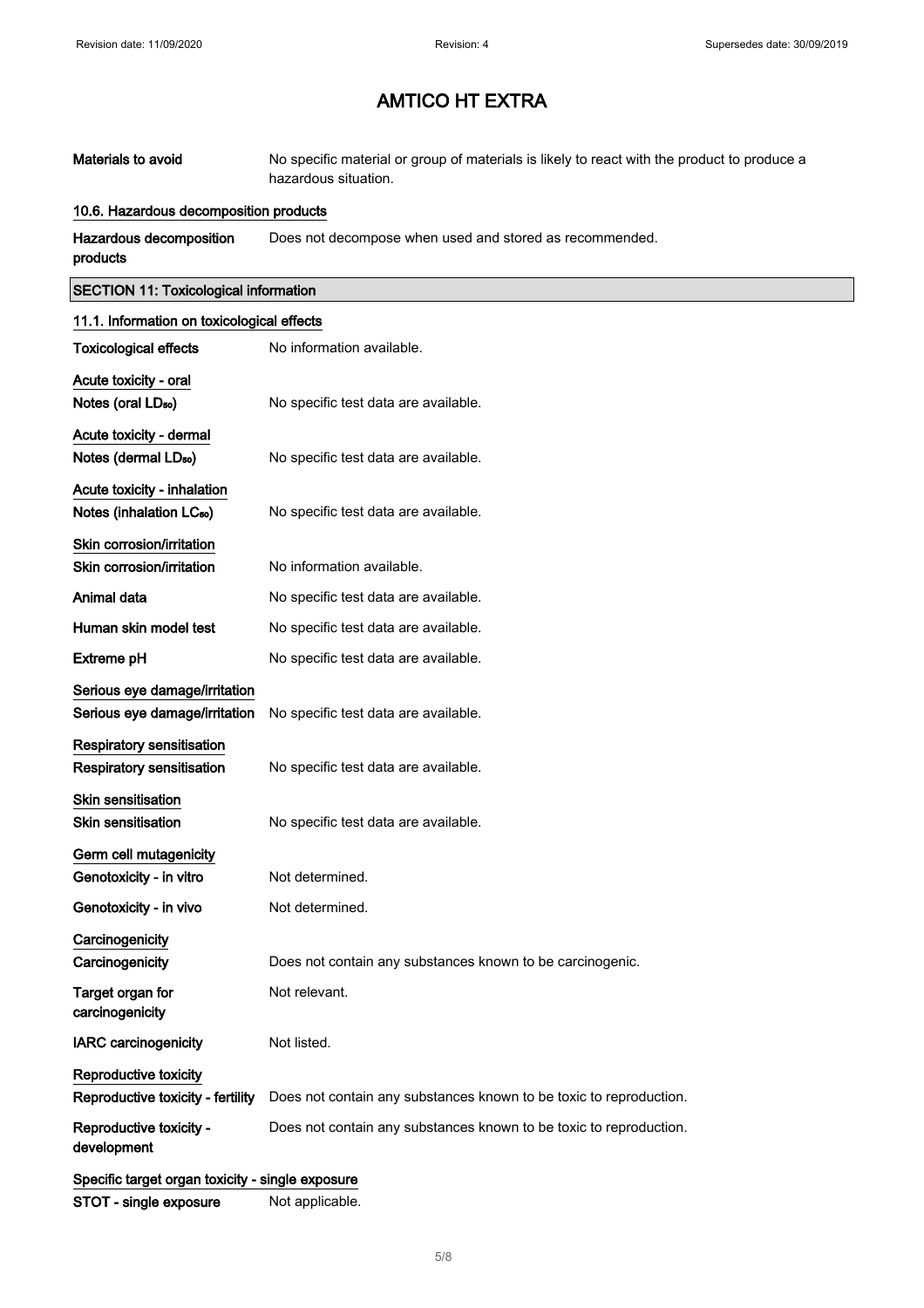# AMTICO HT EXTRA

**Materials to avoid** No specific material or group of materials is likely to react with the product to produce a hazardous situation.

### 10.6. Hazardous decomposition products

**Hazardous decomposition products** Does not decompose when used and stored as recommended.

## SECTION 11: Toxicological information

### 11.1. Information on toxicological effects

**Toxicological effects** No information available.

**Acute toxicity - oral**

**Notes (oral $LD_{50}$)** No specific test data are available.

**Acute toxicity - dermal**

**Notes (dermal $LD_{50}$)** No specific test data are available.

**Acute toxicity - inhalation**

**Notes (inhalation $LC_{50}$)** No specific test data are available.

**Skin corrosion/irritation**

**Skin corrosion/irritation** No information available.

**Animal data** No specific test data are available.

**Human skin model test** No specific test data are available.

**Extreme pH** No specific test data are available.

**Serious eye damage/irritation**

**Serious eye damage/irritation** No specific test data are available.

**Respiratory sensitisation**

**Respiratory sensitisation** No specific test data are available.

**Skin sensitisation**

**Skin sensitisation** No specific test data are available.

**Germ cell mutagenicity**

**Genotoxicity - in vitro** Not determined.

**Genotoxicity - in vivo** Not determined.

**Carcinogenicity**

**Carcinogenicity** Does not contain any substances known to be carcinogenic.

**Target organ for carcinogenicity** Not relevant.

**IARC carcinogenicity** Not listed.

**Reproductive toxicity**

**Reproductive toxicity - fertility** Does not contain any substances known to be toxic to reproduction.

**Reproductive toxicity - development** Does not contain any substances known to be toxic to reproduction.

**Specific target organ toxicity - single exposure**

**STOT - single exposure** Not applicable.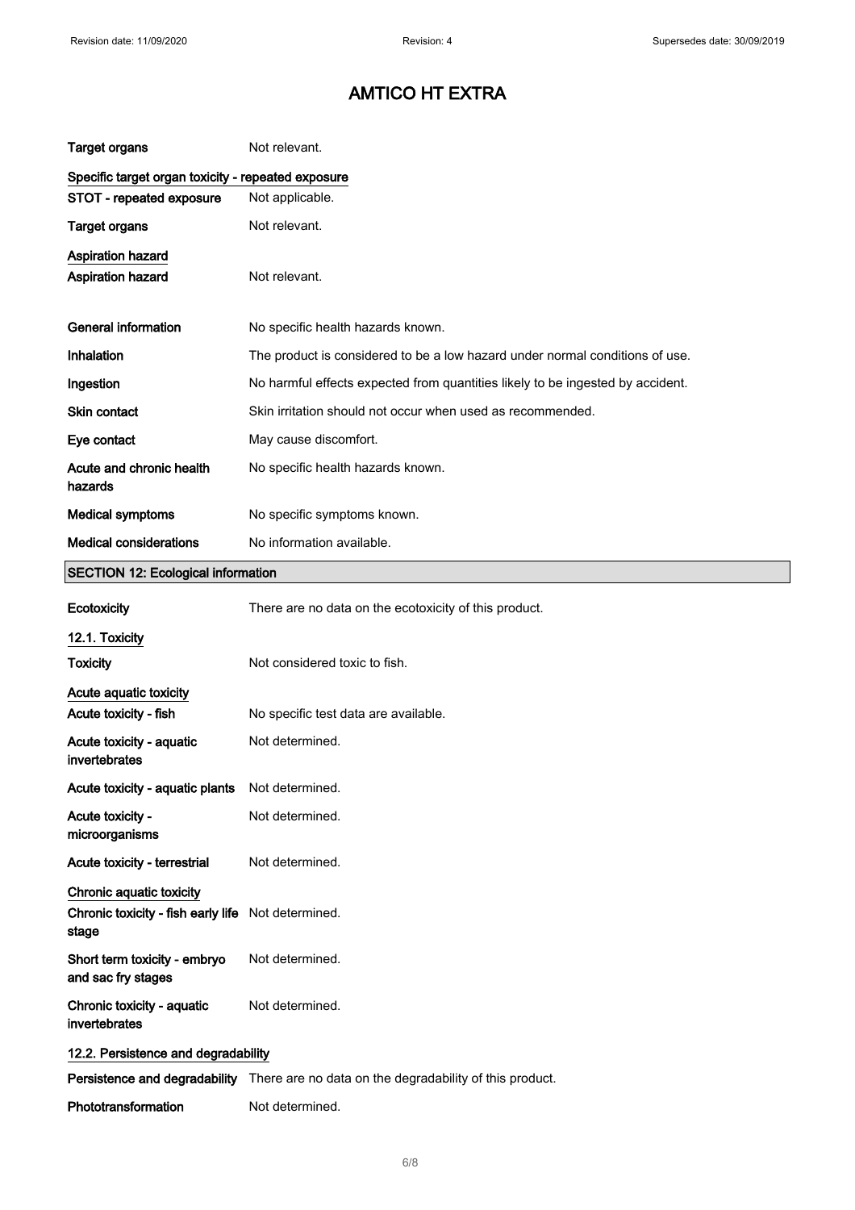# AMTICO HT EXTRA

| | |
|---|---|
| **Target organs** | Not relevant. |

**Specific target organ toxicity - repeated exposure**

| | |
|---|---|
| **STOT - repeated exposure** | Not applicable. |
| **Target organs** | Not relevant. |

**Aspiration hazard**

| | |
|---|---|
| **Aspiration hazard** | Not relevant. |
| **General information** | No specific health hazards known. |
| **Inhalation** | The product is considered to be a low hazard under normal conditions of use. |
| **Ingestion** | No harmful effects expected from quantities likely to be ingested by accident. |
| **Skin contact** | Skin irritation should not occur when used as recommended. |
| **Eye contact** | May cause discomfort. |
| **Acute and chronic health hazards** | No specific health hazards known. |
| **Medical symptoms** | No specific symptoms known. |
| **Medical considerations** | No information available. |

## SECTION 12: Ecological information

| | |
|---|---|
| **Ecotoxicity** | There are no data on the ecotoxicity of this product. |

### 12.1. Toxicity

| | |
|---|---|
| **Toxicity** | Not considered toxic to fish. |

**Acute aquatic toxicity**

| | |
|---|---|
| **Acute toxicity - fish** | No specific test data are available. |
| **Acute toxicity - aquatic invertebrates** | Not determined. |
| **Acute toxicity - aquatic plants** | Not determined. |
| **Acute toxicity - microorganisms** | Not determined. |
| **Acute toxicity - terrestrial** | Not determined. |

**Chronic aquatic toxicity**

| | |
|---|---|
| **Chronic toxicity - fish early life stage** | Not determined. |
| **Short term toxicity - embryo and sac fry stages** | Not determined. |
| **Chronic toxicity - aquatic invertebrates** | Not determined. |

### 12.2. Persistence and degradability

| | |
|---|---|
| **Persistence and degradability** | There are no data on the degradability of this product. |
| **Phototransformation** | Not determined. |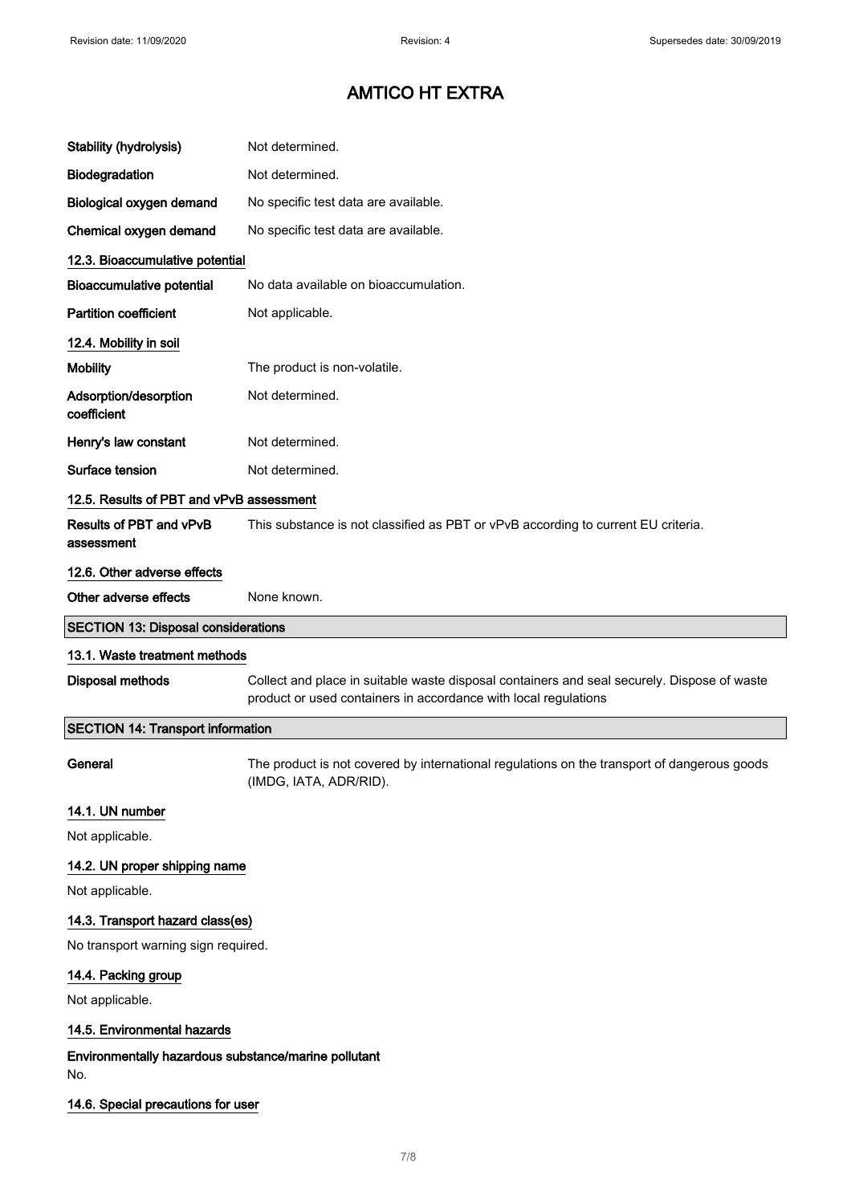| | |
|---|---|
| **Stability (hydrolysis)** | Not determined. |
| **Biodegradation** | Not determined. |
| **Biological oxygen demand** | No specific test data are available. |
| **Chemical oxygen demand** | No specific test data are available. |

### 12.3. Bioaccumulative potential

| | |
|---|---|
| **Bioaccumulative potential** | No data available on bioaccumulation. |
| **Partition coefficient** | Not applicable. |

### 12.4. Mobility in soil

| | |
|---|---|
| **Mobility** | The product is non-volatile. |
| **Adsorption/desorption coefficient** | Not determined. |
| **Henry's law constant** | Not determined. |
| **Surface tension** | Not determined. |

### 12.5. Results of PBT and vPvB assessment

| | |
|---|---|
| **Results of PBT and vPvB assessment** | This substance is not classified as PBT or vPvB according to current EU criteria. |

### 12.6. Other adverse effects

| | |
|---|---|
| **Other adverse effects** | None known. |

## SECTION 13: Disposal considerations

### 13.1. Waste treatment methods

| | |
|---|---|
| **Disposal methods** | Collect and place in suitable waste disposal containers and seal securely. Dispose of waste product or used containers in accordance with local regulations |

## SECTION 14: Transport information

| | |
|---|---|
| **General** | The product is not covered by international regulations on the transport of dangerous goods (IMDG, IATA, ADR/RID). |

### 14.1. UN number

Not applicable.

### 14.2. UN proper shipping name

Not applicable.

### 14.3. Transport hazard class(es)

No transport warning sign required.

### 14.4. Packing group

Not applicable.

### 14.5. Environmental hazards

**Environmentally hazardous substance/marine pollutant**

No.

### 14.6. Special precautions for user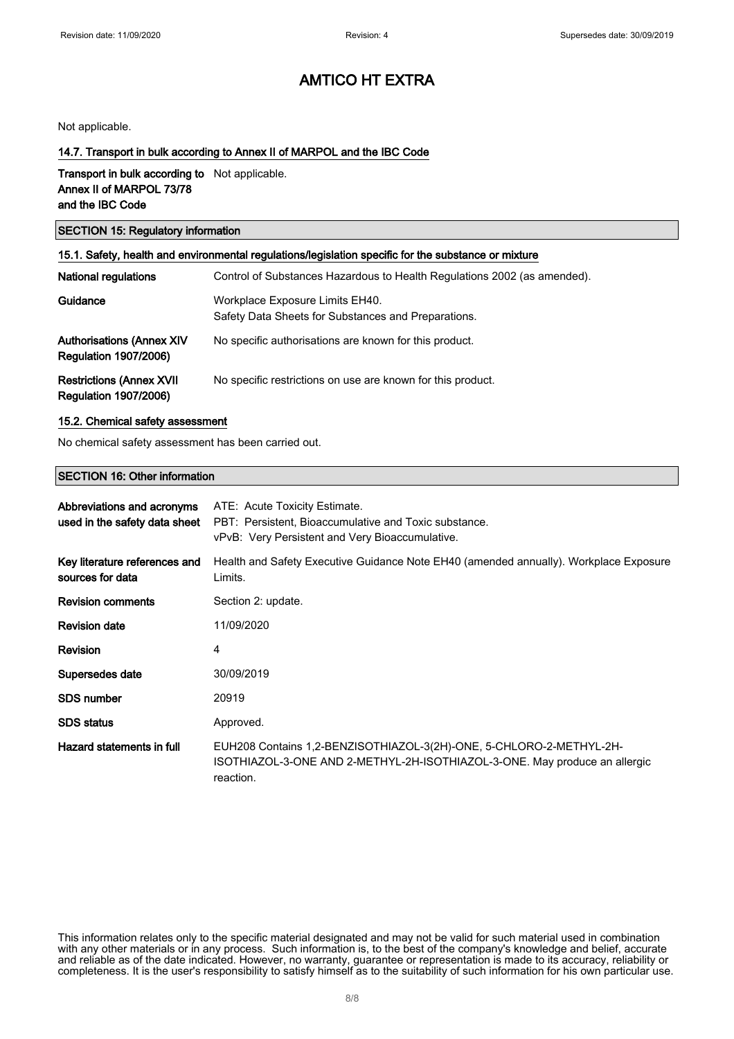Not applicable.

### 14.7. Transport in bulk according to Annex II of MARPOL and the IBC Code

| | |
|---|---|
| **Transport in bulk according to Annex II of MARPOL 73/78 and the IBC Code** | Not applicable. |

## SECTION 15: Regulatory information

### 15.1. Safety, health and environmental regulations/legislation specific for the substance or mixture

| | |
|---|---|
| **National regulations** | Control of Substances Hazardous to Health Regulations 2002 (as amended). |
| **Guidance** | Workplace Exposure Limits EH40.<br>Safety Data Sheets for Substances and Preparations. |
| **Authorisations (Annex XIV Regulation 1907/2006)** | No specific authorisations are known for this product. |
| **Restrictions (Annex XVII Regulation 1907/2006)** | No specific restrictions on use are known for this product. |

### 15.2. Chemical safety assessment

No chemical safety assessment has been carried out.

## SECTION 16: Other information

| | |
|---|---|
| **Abbreviations and acronyms used in the safety data sheet** | ATE: Acute Toxicity Estimate.<br>PBT: Persistent, Bioaccumulative and Toxic substance.<br>vPvB: Very Persistent and Very Bioaccumulative. |
| **Key literature references and sources for data** | Health and Safety Executive Guidance Note EH40 (amended annually). Workplace Exposure Limits. |
| **Revision comments** | Section 2: update. |
| **Revision date** | 11/09/2020 |
| **Revision** | 4 |
| **Supersedes date** | 30/09/2019 |
| **SDS number** | 20919 |
| **SDS status** | Approved. |
| **Hazard statements in full** | EUH208 Contains 1,2-BENZISOTHIAZOL-3(2H)-ONE, 5-CHLORO-2-METHYL-2H-ISOTHIAZOL-3-ONE AND 2-METHYL-2H-ISOTHIAZOL-3-ONE. May produce an allergic reaction. |

This information relates only to the specific material designated and may not be valid for such material used in combination with any other materials or in any process. Such information is, to the best of the company's knowledge and belief, accurate and reliable as of the date indicated. However, no warranty, guarantee or representation is made to its accuracy, reliability or completeness. It is the user's responsibility to satisfy himself as to the suitability of such information for his own particular use.